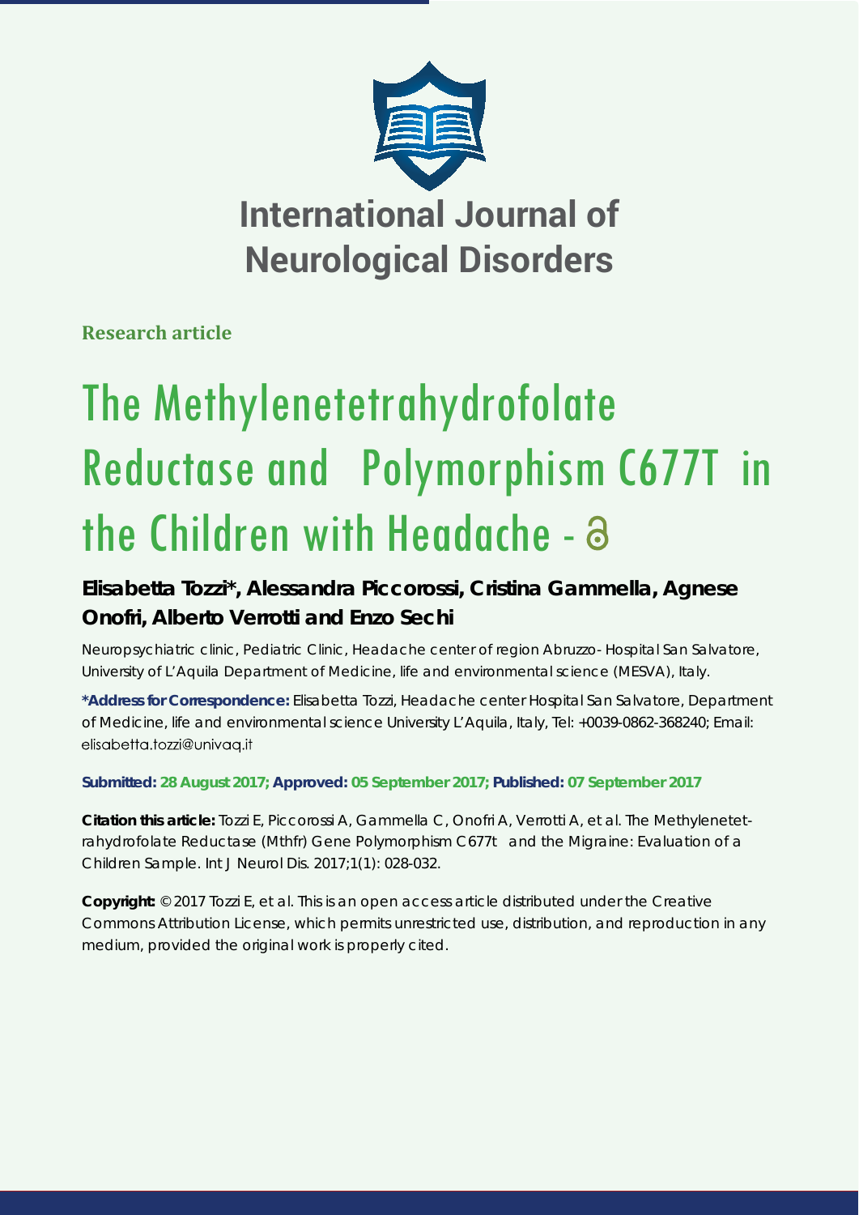# International Journal of Neurological Disorders

**Research article**

# The Methylenetetrahydrofolate Reductase and Polymorphism C677T in the Children with Headache

**Elisabetta Tozzi*, Alessandra Piccorossi, Cristina Gammella, Agnese Onofri, Alberto Verrotti and Enzo Sechi**

Neuropsychiatric clinic, Pediatric Clinic, Headache center of region Abruzzo- Hospital San Salvatore, University of L'Aquila Department of Medicine, life and environmental science (MESVA), Italy.

**\*Address for Correspondence:** Elisabetta Tozzi, Headache center Hospital San Salvatore, Department of Medicine, life and environmental science University L'Aquila, Italy, Tel: +0039-0862-368240; Email: elisabetta.tozzi@univaq.it

**Submitted: 28 August 2017; Approved: 05 September 2017; Published: 07 September 2017**

**Citation this article:** Tozzi E, Piccorossi A, Gammella C, Onofri A, Verrotti A, et al. The Methylenetetrahydrofolate Reductase (Mthfr) Gene Polymorphism C677t and the Migraine: Evaluation of a Children Sample. Int J Neurol Dis. 2017;1(1): 028-032.

**Copyright:** © 2017 Tozzi E, et al. This is an open access article distributed under the Creative Commons Attribution License, which permits unrestricted use, distribution, and reproduction in any medium, provided the original work is properly cited.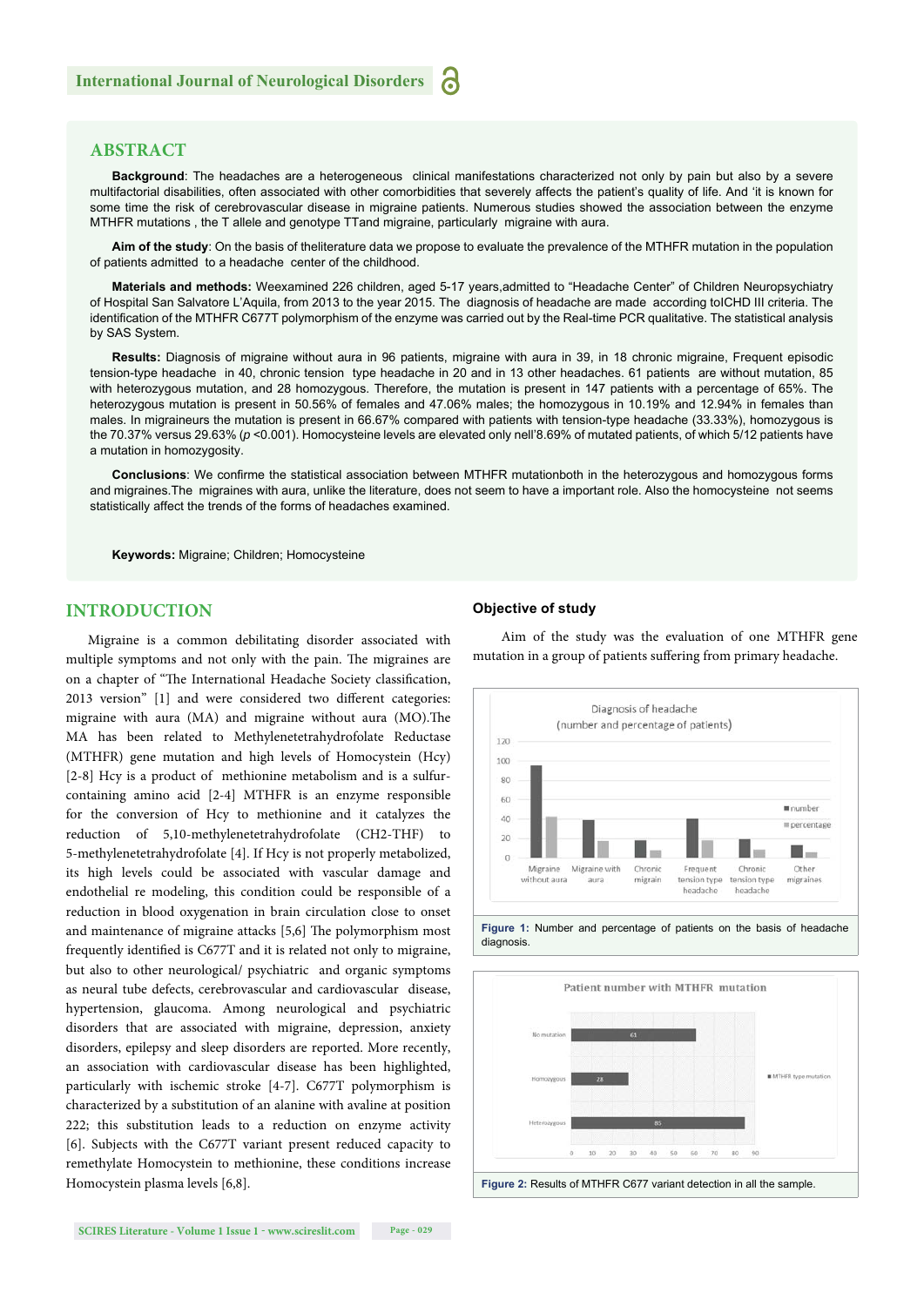## ABSTRACT

**Background**: The headaches are a heterogeneous clinical manifestations characterized not only by pain but also by a severe multifactorial disabilities, often associated with other comorbidities that severely affects the patient's quality of life. And 'it is known for some time the risk of cerebrovascular disease in migraine patients. Numerous studies showed the association between the enzyme MTHFR mutations , the T allele and genotype TTand migraine, particularly migraine with aura.

**Aim of the study**: On the basis of theliterature data we propose to evaluate the prevalence of the MTHFR mutation in the population of patients admitted to a headache center of the childhood.

**Materials and methods:** Weexamined 226 children, aged 5-17 years,admitted to "Headache Center" of Children Neuropsychiatry of Hospital San Salvatore L'Aquila, from 2013 to the year 2015. The diagnosis of headache are made according toICHD III criteria. The identification of the MTHFR C677T polymorphism of the enzyme was carried out by the Real-time PCR qualitative. The statistical analysis by SAS System.

**Results:** Diagnosis of migraine without aura in 96 patients, migraine with aura in 39, in 18 chronic migraine, Frequent episodic tension-type headache in 40, chronic tension type headache in 20 and in 13 other headaches. 61 patients are without mutation, 85 with heterozygous mutation, and 28 homozygous. Therefore, the mutation is present in 147 patients with a percentage of 65%. The heterozygous mutation is present in 50.56% of females and 47.06% males; the homozygous in 10.19% and 12.94% in females than males. In migraineurs the mutation is present in 66.67% compared with patients with tension-type headache (33.33%), homozygous is the 70.37% versus 29.63% ($p$ <0.001). Homocysteine levels are elevated only nell'8.69% of mutated patients, of which 5/12 patients have a mutation in homozygosity.

**Conclusions**: We confirme the statistical association between MTHFR mutationboth in the heterozygous and homozygous forms and migraines.The migraines with aura, unlike the literature, does not seem to have a important role. Also the homocysteine not seems statistically affect the trends of the forms of headaches examined.

**Keywords:** Migraine; Children; Homocysteine

## INTRODUCTION

Migraine is a common debilitating disorder associated with multiple symptoms and not only with the pain. The migraines are on a chapter of "The International Headache Society classification, 2013 version" [1] and were considered two different categories: migraine with aura (MA) and migraine without aura (MO).The MA has been related to Methylenetetrahydrofolate Reductase (MTHFR) gene mutation and high levels of Homocystein (Hcy) [2-8] Hcy is a product of methionine metabolism and is a sulfur-containing amino acid [2-4] MTHFR is an enzyme responsible for the conversion of Hcy to methionine and it catalyzes the reduction of 5,10-methylenetetrahydrofolate (CH2-THF) to 5-methylenetetrahydrofolate [4]. If Hcy is not properly metabolized, its high levels could be associated with vascular damage and endothelial re modeling, this condition could be responsible of a reduction in blood oxygenation in brain circulation close to onset and maintenance of migraine attacks [5,6] The polymorphism most frequently identified is C677T and it is related not only to migraine, but also to other neurological/ psychiatric and organic symptoms as neural tube defects, cerebrovascular and cardiovascular disease, hypertension, glaucoma. Among neurological and psychiatric disorders that are associated with migraine, depression, anxiety disorders, epilepsy and sleep disorders are reported. More recently, an association with cardiovascular disease has been highlighted, particularly with ischemic stroke [4-7]. C677T polymorphism is characterized by a substitution of an alanine with avaline at position 222; this substitution leads to a reduction on enzyme activity [6]. Subjects with the C677T variant present reduced capacity to remethylate Homocystein to methionine, these conditions increase Homocystein plasma levels [6,8].

### Objective of study

Aim of the study was the evaluation of one MTHFR gene mutation in a group of patients suffering from primary headache.

Figure 1: Number and percentage of patients on the basis of headache diagnosis.

Figure 2: Results of MTHFR C677 variant detection in all the sample.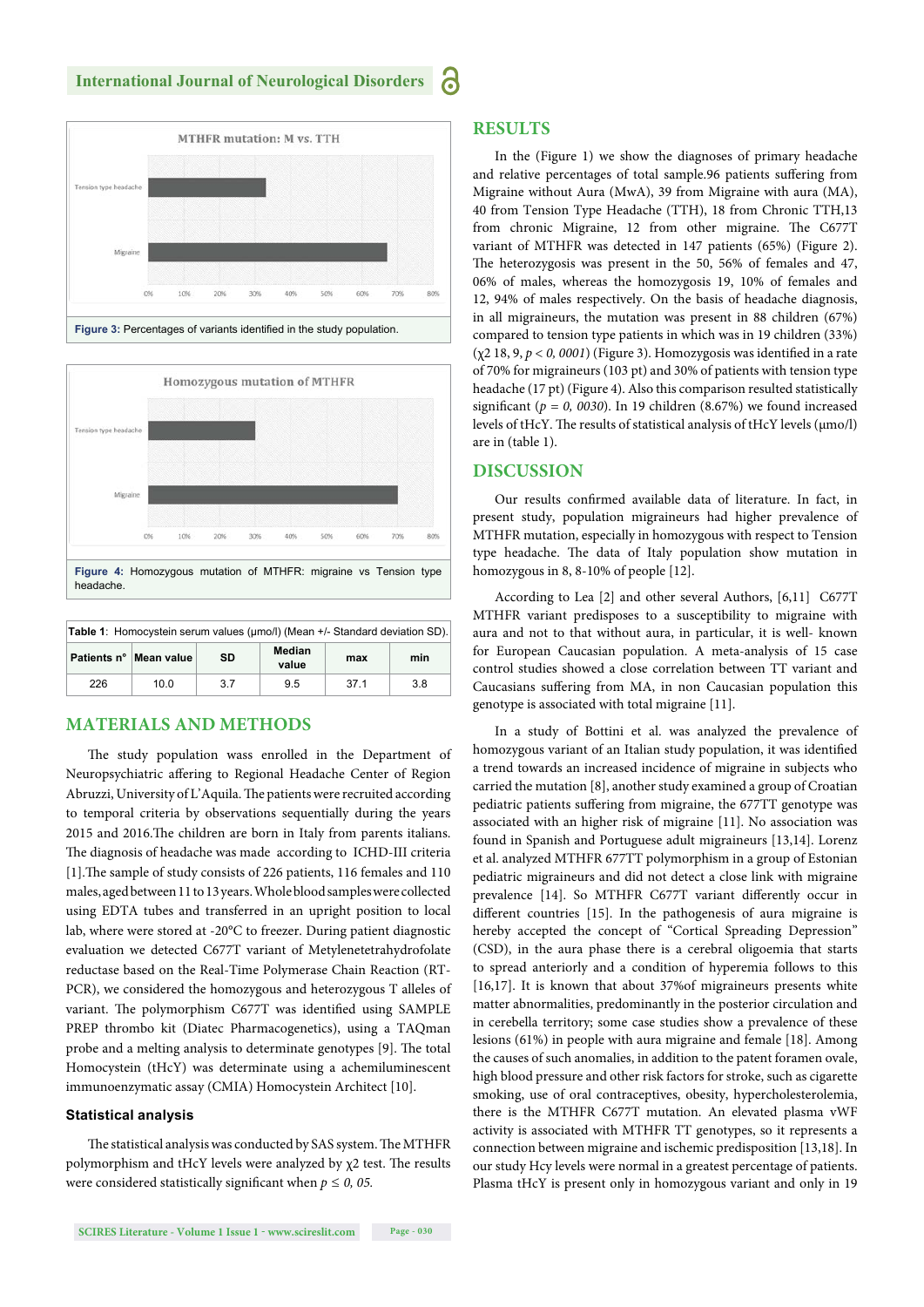Figure 3: Percentages of variants identified in the study population.

Figure 4: Homozygous mutation of MTHFR: migraine vs Tension type headache.

| Table 1: Homocystein serum values (μmo/l) (Mean +/- Standard deviation SD). | | | | | |
|---|---|---|---|---|---|
| Patients n° | Mean value | SD | Median value | max | min |
| 226 | 10.0 | 3.7 | 9.5 | 37.1 | 3.8 |

## MATERIALS AND METHODS

The study population wass enrolled in the Department of Neuropsychiatric affering to Regional Headache Center of Region Abruzzi, University of L'Aquila. The patients were recruited according to temporal criteria by observations sequentially during the years 2015 and 2016.The children are born in Italy from parents italians. The diagnosis of headache was made according to ICHD-III criteria [1].The sample of study consists of 226 patients, 116 females and 110 males, aged between 11 to 13 years. Whole blood samples were collected using EDTA tubes and transferred in an upright position to local lab, where were stored at -20°C to freezer. During patient diagnostic evaluation we detected C677T variant of Metylenetetrahydrofolate reductase based on the Real-Time Polymerase Chain Reaction (RT-PCR), we considered the homozygous and heterozygous T alleles of variant. The polymorphism C677T was identified using SAMPLE PREP thrombo kit (Diatec Pharmacogenetics), using a TAQman probe and a melting analysis to determinate genotypes [9]. The total Homocystein (tHcY) was determinate using a achemiluminescent immunoenzymatic assay (CMIA) Homocystein Architect [10].

### Statistical analysis

The statistical analysis was conducted by SAS system. The MTHFR polymorphism and tHcY levels were analyzed by $\chi 2$ test. The results were considered statistically significant when *p ≤ 0, 05.*

## RESULTS

In the (Figure 1) we show the diagnoses of primary headache and relative percentages of total sample.96 patients suffering from Migraine without Aura (MwA), 39 from Migraine with aura (MA), 40 from Tension Type Headache (TTH), 18 from Chronic TTH,13 from chronic Migraine, 12 from other migraine. The C677T variant of MTHFR was detected in 147 patients (65%) (Figure 2). The heterozygosis was present in the 50, 56% of females and 47, 06% of males, whereas the homozygosis 19, 10% of females and 12, 94% of males respectively. On the basis of headache diagnosis, in all migraineurs, the mutation was present in 88 children (67%) compared to tension type patients in which was in 19 children (33%) ($\chi 2$ 18, 9, *p < 0, 0001*) (Figure 3). Homozygosis was identified in a rate of 70% for migraineurs (103 pt) and 30% of patients with tension type headache (17 pt) (Figure 4). Also this comparison resulted statistically significant (*p = 0, 0030*). In 19 children (8.67%) we found increased levels of tHcY. The results of statistical analysis of tHcY levels (μmo/l) are in (table 1).

## DISCUSSION

Our results confirmed available data of literature. In fact, in present study, population migraineurs had higher prevalence of MTHFR mutation, especially in homozygous with respect to Tension type headache. The data of Italy population show mutation in homozygous in 8, 8-10% of people [12].

According to Lea [2] and other several Authors, [6,11] C677T MTHFR variant predisposes to a susceptibility to migraine with aura and not to that without aura, in particular, it is well- known for European Caucasian population. A meta-analysis of 15 case control studies showed a close correlation between TT variant and Caucasians suffering from MA, in non Caucasian population this genotype is associated with total migraine [11].

In a study of Bottini et al. was analyzed the prevalence of homozygous variant of an Italian study population, it was identified a trend towards an increased incidence of migraine in subjects who carried the mutation [8], another study examined a group of Croatian pediatric patients suffering from migraine, the 677TT genotype was associated with an higher risk of migraine [11]. No association was found in Spanish and Portuguese adult migraineurs [13,14]. Lorenz et al. analyzed MTHFR 677TT polymorphism in a group of Estonian pediatric migraineurs and did not detect a close link with migraine prevalence [14]. So MTHFR C677T variant differently occur in different countries [15]. In the pathogenesis of aura migraine is hereby accepted the concept of "Cortical Spreading Depression" (CSD), in the aura phase there is a cerebral oligoemia that starts to spread anteriorly and a condition of hyperemia follows to this [16,17]. It is known that about 37%of migraineurs presents white matter abnormalities, predominantly in the posterior circulation and in cerebella territory; some case studies show a prevalence of these lesions (61%) in people with aura migraine and female [18]. Among the causes of such anomalies, in addition to the patent foramen ovale, high blood pressure and other risk factors for stroke, such as cigarette smoking, use of oral contraceptives, obesity, hypercholesterolemia, there is the MTHFR C677T mutation. An elevated plasma vWF activity is associated with MTHFR TT genotypes, so it represents a connection between migraine and ischemic predisposition [13,18]. In our study Hcy levels were normal in a greatest percentage of patients. Plasma tHcY is present only in homozygous variant and only in 19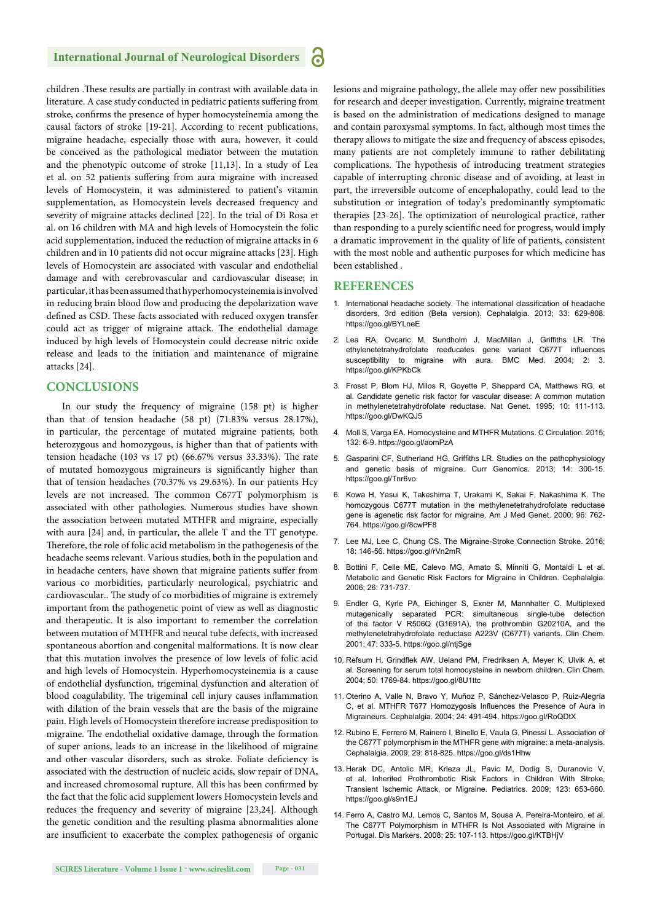children .These results are partially in contrast with available data in literature. A case study conducted in pediatric patients suffering from stroke, confirms the presence of hyper homocysteinemia among the causal factors of stroke [19-21]. According to recent publications, migraine headache, especially those with aura, however, it could be conceived as the pathological mediator between the mutation and the phenotypic outcome of stroke [11,13]. In a study of Lea et al. on 52 patients suffering from aura migraine with increased levels of Homocystein, it was administered to patient's vitamin supplementation, as Homocystein levels decreased frequency and severity of migraine attacks declined [22]. In the trial of Di Rosa et al. on 16 children with MA and high levels of Homocystein the folic acid supplementation, induced the reduction of migraine attacks in 6 children and in 10 patients did not occur migraine attacks [23]. High levels of Homocystein are associated with vascular and endothelial damage and with cerebrovascular and cardiovascular disease; in particular, it has been assumed that hyperhomocysteinemia is involved in reducing brain blood flow and producing the depolarization wave defined as CSD. These facts associated with reduced oxygen transfer could act as trigger of migraine attack. The endothelial damage induced by high levels of Homocystein could decrease nitric oxide release and leads to the initiation and maintenance of migraine attacks [24].

## CONCLUSIONS

In our study the frequency of migraine (158 pt) is higher than that of tension headache (58 pt) (71.83% versus 28.17%), in particular, the percentage of mutated migraine patients, both heterozygous and homozygous, is higher than that of patients with tension headache (103 vs 17 pt) (66.67% versus 33.33%). The rate of mutated homozygous migraineurs is significantly higher than that of tension headaches (70.37% vs 29.63%). In our patients Hcy levels are not increased. The common C677T polymorphism is associated with other pathologies. Numerous studies have shown the association between mutated MTHFR and migraine, especially with aura [24] and, in particular, the allele T and the TT genotype. Therefore, the role of folic acid metabolism in the pathogenesis of the headache seems relevant. Various studies, both in the population and in headache centers, have shown that migraine patients suffer from various co morbidities, particularly neurological, psychiatric and cardiovascular.. The study of co morbidities of migraine is extremely important from the pathogenetic point of view as well as diagnostic and therapeutic. It is also important to remember the correlation between mutation of MTHFR and neural tube defects, with increased spontaneous abortion and congenital malformations. It is now clear that this mutation involves the presence of low levels of folic acid and high levels of Homocystein. Hyperhomocysteinemia is a cause of endothelial dysfunction, trigeminal dysfunction and alteration of blood coagulability. The trigeminal cell injury causes inflammation with dilation of the brain vessels that are the basis of the migraine pain. High levels of Homocystein therefore increase predisposition to migraine. The endothelial oxidative damage, through the formation of super anions, leads to an increase in the likelihood of migraine and other vascular disorders, such as stroke. Foliate deficiency is associated with the destruction of nucleic acids, slow repair of DNA, and increased chromosomal rupture. All this has been confirmed by the fact that the folic acid supplement lowers Homocystein levels and reduces the frequency and severity of migraine [23,24]. Although the genetic condition and the resulting plasma abnormalities alone are insufficient to exacerbate the complex pathogenesis of organic lesions and migraine pathology, the allele may offer new possibilities for research and deeper investigation. Currently, migraine treatment is based on the administration of medications designed to manage and contain paroxysmal symptoms. In fact, although most times the therapy allows to mitigate the size and frequency of abscess episodes, many patients are not completely immune to rather debilitating complications. The hypothesis of introducing treatment strategies capable of interrupting chronic disease and of avoiding, at least in part, the irreversible outcome of encephalopathy, could lead to the substitution or integration of today's predominantly symptomatic therapies [23-26]. The optimization of neurological practice, rather than responding to a purely scientific need for progress, would imply a dramatic improvement in the quality of life of patients, consistent with the most noble and authentic purposes for which medicine has been established .

## REFERENCES

1. International headache society. The international classification of headache disorders, 3rd edition (Beta version). Cephalalgia. 2013; 33: 629-808. https://goo.gl/BYLneE
2. Lea RA, Ovcaric M, Sundholm J, MacMillan J, Griffiths LR. The ethylenetetrahydrofolate reeducates gene variant C677T influences susceptibility to migraine with aura. BMC Med. 2004; 2: 3. https://goo.gl/KPKbCk
3. Frosst P, Blom HJ, Milos R, Goyette P, Sheppard CA, Matthews RG, et al. Candidate genetic risk factor for vascular disease: A common mutation in methylenetetrahydrofolate reductase. Nat Genet. 1995; 10: 111-113. https://goo.gl/DwKQJ5
4. Moll S, Varga EA. Homocysteine and MTHFR Mutations. C Circulation. 2015; 132: 6-9. https://goo.gl/aomPzA
5. Gasparini CF, Sutherland HG, Griffiths LR. Studies on the pathophysiology and genetic basis of migraine. Curr Genomics. 2013; 14: 300-15. https://goo.gl/Tnr6vo
6. Kowa H, Yasui K, Takeshima T, Urakami K, Sakai F, Nakashima K. The homozygous C677T mutation in the methylenetetrahydrofolate reductase gene is agenetic risk factor for migraine. Am J Med Genet. 2000; 96: 762-764. https://goo.gl/8cwPF8
7. Lee MJ, Lee C, Chung CS. The Migraine-Stroke Connection Stroke. 2016; 18: 146-56. https://goo.gl/rVn2mR
8. Bottini F, Celle ME, Calevo MG, Amato S, Minniti G, Montaldi L et al. Metabolic and Genetic Risk Factors for Migraine in Children. Cephalalgia. 2006; 26: 731-737.
9. Endler G, Kyrle PA, Eichinger S, Exner M, Mannhalter C. Multiplexed mutagenically separated PCR: simultaneous single-tube detection of the factor V R506Q (G1691A), the prothrombin G20210A, and the methylenetetrahydrofolate reductase A223V (C677T) variants. Clin Chem. 2001; 47: 333-5. https://goo.gl/ntjSge
10. Refsum H, Grindflek AW, Ueland PM, Fredriksen A, Meyer K, Ulvik A, et al. Screening for serum total homocysteine in newborn children. Clin Chem. 2004; 50: 1769-84. https://goo.gl/8U1ttc
11. Oterino A, Valle N, Bravo Y, Muñoz P, Sánchez-Velasco P, Ruiz-Alegría C, et al. MTHFR T677 Homozygosis Influences the Presence of Aura in Migraineurs. Cephalalgia. 2004; 24: 491-494. https://goo.gl/RoQDtX
12. Rubino E, Ferrero M, Rainero I, Binello E, Vaula G, Pinessi L. Association of the C677T polymorphism in the MTHFR gene with migraine: a meta-analysis. Cephalalgia. 2009; 29: 818-825. https://goo.gl/ds1Hhw
13. Herak DC, Antolic MR, Krleza JL, Pavic M, Dodig S, Duranovic V, et al. Inherited Prothrombotic Risk Factors in Children With Stroke, Transient Ischemic Attack, or Migraine. Pediatrics. 2009; 123: 653-660. https://goo.gl/s9n1EJ
14. Ferro A, Castro MJ, Lemos C, Santos M, Sousa A, Pereira-Monteiro, et al. The C677T Polymorphism in MTHFR Is Not Associated with Migraine in Portugal. Dis Markers. 2008; 25: 107-113. https://goo.gl/KTBHjV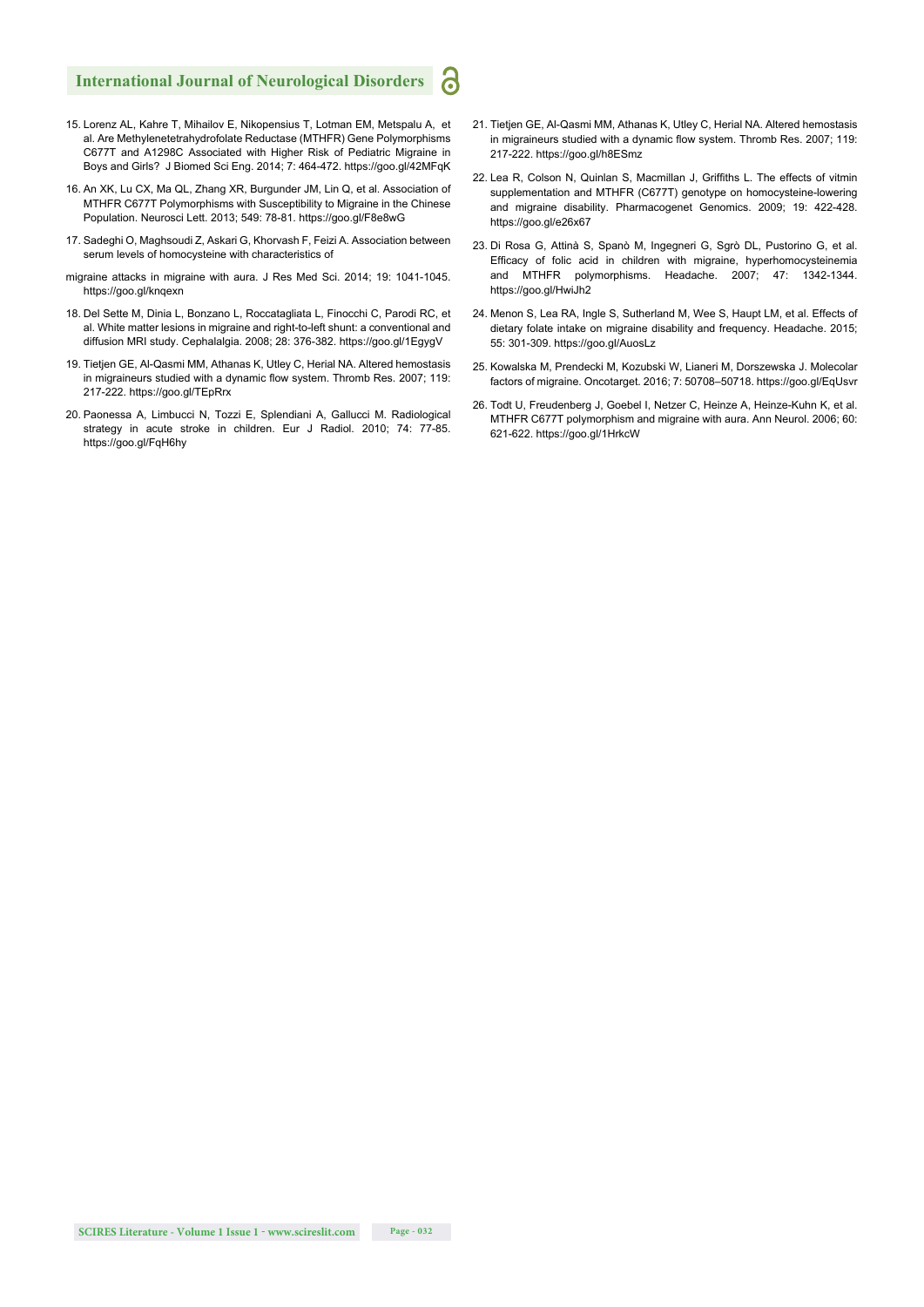15. Lorenz AL, Kahre T, Mihailov E, Nikopensius T, Lotman EM, Metspalu A, et al. Are Methylenetetrahydrofolate Reductase (MTHFR) Gene Polymorphisms C677T and A1298C Associated with Higher Risk of Pediatric Migraine in Boys and Girls? J Biomed Sci Eng. 2014; 7: 464-472. https://goo.gl/42MFqK

16. An XK, Lu CX, Ma QL, Zhang XR, Burgunder JM, Lin Q, et al. Association of MTHFR C677T Polymorphisms with Susceptibility to Migraine in the Chinese Population. Neurosci Lett. 2013; 549: 78-81. https://goo.gl/F8e8wG

17. Sadeghi O, Maghsoudi Z, Askari G, Khorvash F, Feizi A. Association between serum levels of homocysteine with characteristics of migraine attacks in migraine with aura. J Res Med Sci. 2014; 19: 1041-1045. https://goo.gl/knqexn

18. Del Sette M, Dinia L, Bonzano L, Roccatagliata L, Finocchi C, Parodi RC, et al. White matter lesions in migraine and right-to-left shunt: a conventional and diffusion MRI study. Cephalalgia. 2008; 28: 376-382. https://goo.gl/1EgygV

19. Tietjen GE, Al-Qasmi MM, Athanas K, Utley C, Herial NA. Altered hemostasis in migraineurs studied with a dynamic flow system. Thromb Res. 2007; 119: 217-222. https://goo.gl/TEpRrx

20. Paonessa A, Limbucci N, Tozzi E, Splendiani A, Gallucci M. Radiological strategy in acute stroke in children. Eur J Radiol. 2010; 74: 77-85. https://goo.gl/FqH6hy

21. Tietjen GE, Al-Qasmi MM, Athanas K, Utley C, Herial NA. Altered hemostasis in migraineurs studied with a dynamic flow system. Thromb Res. 2007; 119: 217-222. https://goo.gl/h8ESmz

22. Lea R, Colson N, Quinlan S, Macmillan J, Griffiths L. The effects of vitmin supplementation and MTHFR (C677T) genotype on homocysteine-lowering and migraine disability. Pharmacogenet Genomics. 2009; 19: 422-428. https://goo.gl/e26x67

23. Di Rosa G, Attinà S, Spanò M, Ingegneri G, Sgrò DL, Pustorino G, et al. Efficacy of folic acid in children with migraine, hyperhomocysteinemia and MTHFR polymorphisms. Headache. 2007; 47: 1342-1344. https://goo.gl/HwiJh2

24. Menon S, Lea RA, Ingle S, Sutherland M, Wee S, Haupt LM, et al. Effects of dietary folate intake on migraine disability and frequency. Headache. 2015; 55: 301-309. https://goo.gl/AuosLz

25. Kowalska M, Prendecki M, Kozubski W, Lianeri M, Dorszewska J. Molecolar factors of migraine. Oncotarget. 2016; 7: 50708–50718. https://goo.gl/EqUsvr

26. Todt U, Freudenberg J, Goebel I, Netzer C, Heinze A, Heinze-Kuhn K, et al. MTHFR C677T polymorphism and migraine with aura. Ann Neurol. 2006; 60: 621-622. https://goo.gl/1HrkcW